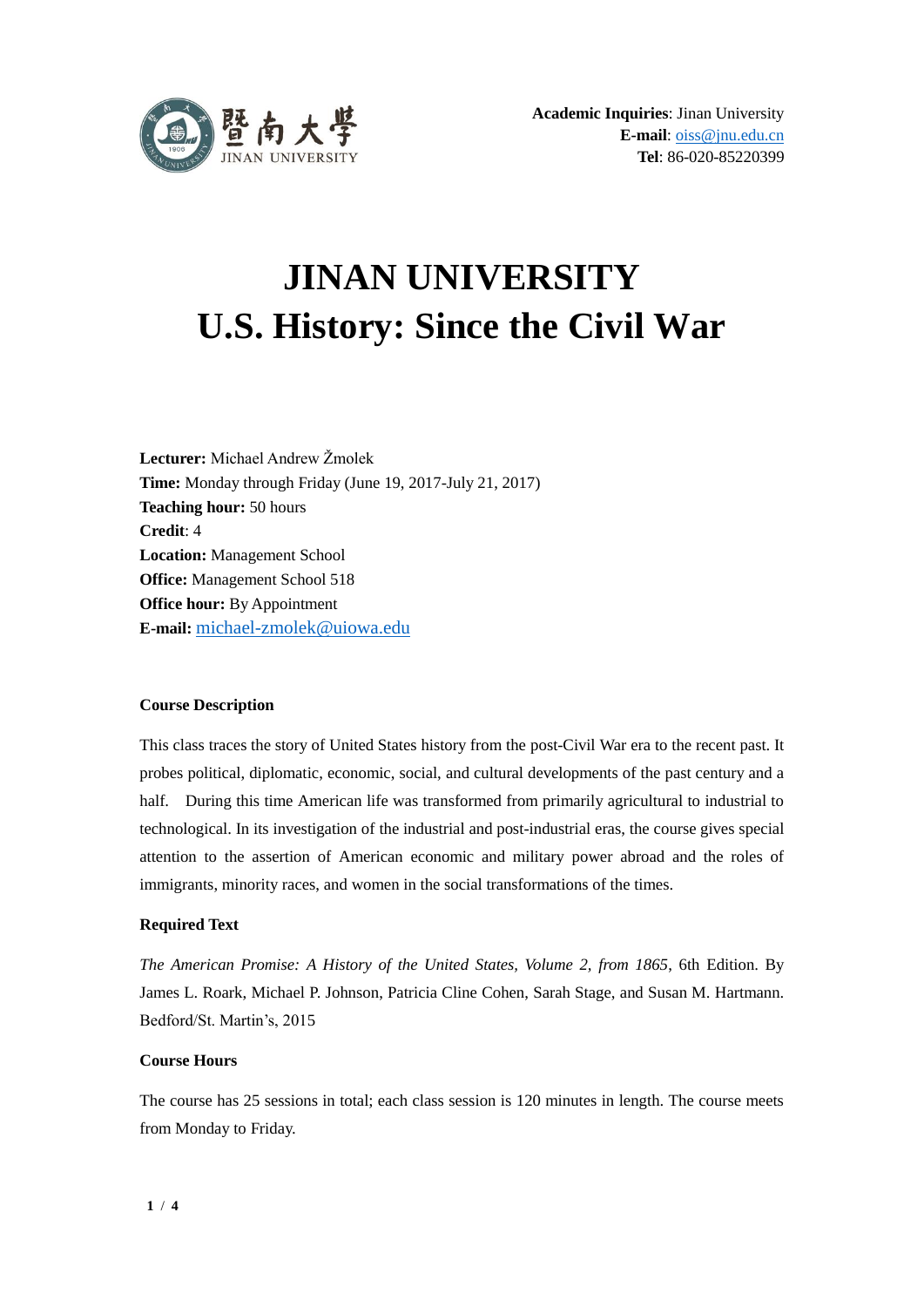**Academic Inquiries**: Jinan University
**E-mail**: oiss@jnu.edu.cn
**Tel**: 86-020-85220399

# JINAN UNIVERSITY
# U.S. History: Since the Civil War

**Lecturer:** Michael Andrew Žmolek
**Time:** Monday through Friday (June 19, 2017-July 21, 2017)
**Teaching hour:** 50 hours
**Credit**: 4
**Location:** Management School
**Office:** Management School 518
**Office hour:** By Appointment
**E-mail:** michael-zmolek@uiowa.edu

### Course Description

This class traces the story of United States history from the post-Civil War era to the recent past. It probes political, diplomatic, economic, social, and cultural developments of the past century and a half. During this time American life was transformed from primarily agricultural to industrial to technological. In its investigation of the industrial and post-industrial eras, the course gives special attention to the assertion of American economic and military power abroad and the roles of immigrants, minority races, and women in the social transformations of the times.

### Required Text

*The American Promise: A History of the United States, Volume 2, from 1865*, 6th Edition. By James L. Roark, Michael P. Johnson, Patricia Cline Cohen, Sarah Stage, and Susan M. Hartmann. Bedford/St. Martin's, 2015

### Course Hours

The course has 25 sessions in total; each class session is 120 minutes in length. The course meets from Monday to Friday.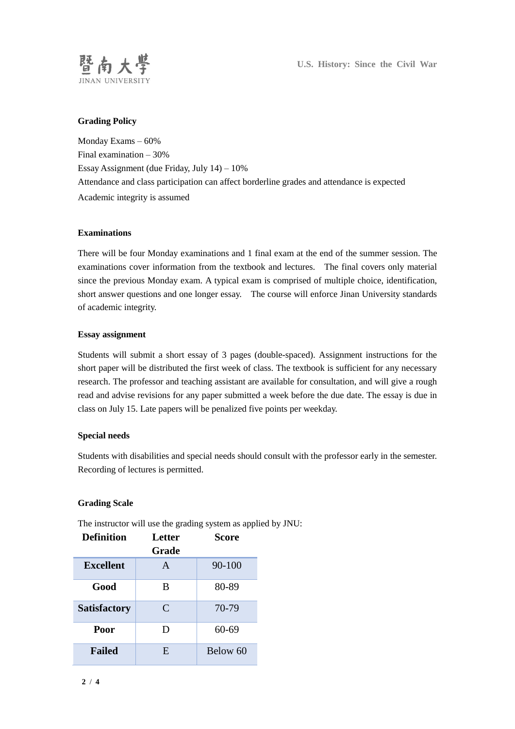### Grading Policy

Monday Exams – 60%
Final examination – 30%
Essay Assignment (due Friday, July 14) – 10%
Attendance and class participation can affect borderline grades and attendance is expected
Academic integrity is assumed

### Examinations

There will be four Monday examinations and 1 final exam at the end of the summer session. The examinations cover information from the textbook and lectures. The final covers only material since the previous Monday exam. A typical exam is comprised of multiple choice, identification, short answer questions and one longer essay. The course will enforce Jinan University standards of academic integrity.

### Essay assignment

Students will submit a short essay of 3 pages (double-spaced). Assignment instructions for the short paper will be distributed the first week of class. The textbook is sufficient for any necessary research. The professor and teaching assistant are available for consultation, and will give a rough read and advise revisions for any paper submitted a week before the due date. The essay is due in class on July 15. Late papers will be penalized five points per weekday.

### Special needs

Students with disabilities and special needs should consult with the professor early in the semester. Recording of lectures is permitted.

### Grading Scale

The instructor will use the grading system as applied by JNU:

| Definition | Letter Grade | Score |
|---|---|---|
| **Excellent** | A | 90-100 |
| **Good** | B | 80-89 |
| **Satisfactory** | C | 70-79 |
| **Poor** | D | 60-69 |
| **Failed** | E | Below 60 |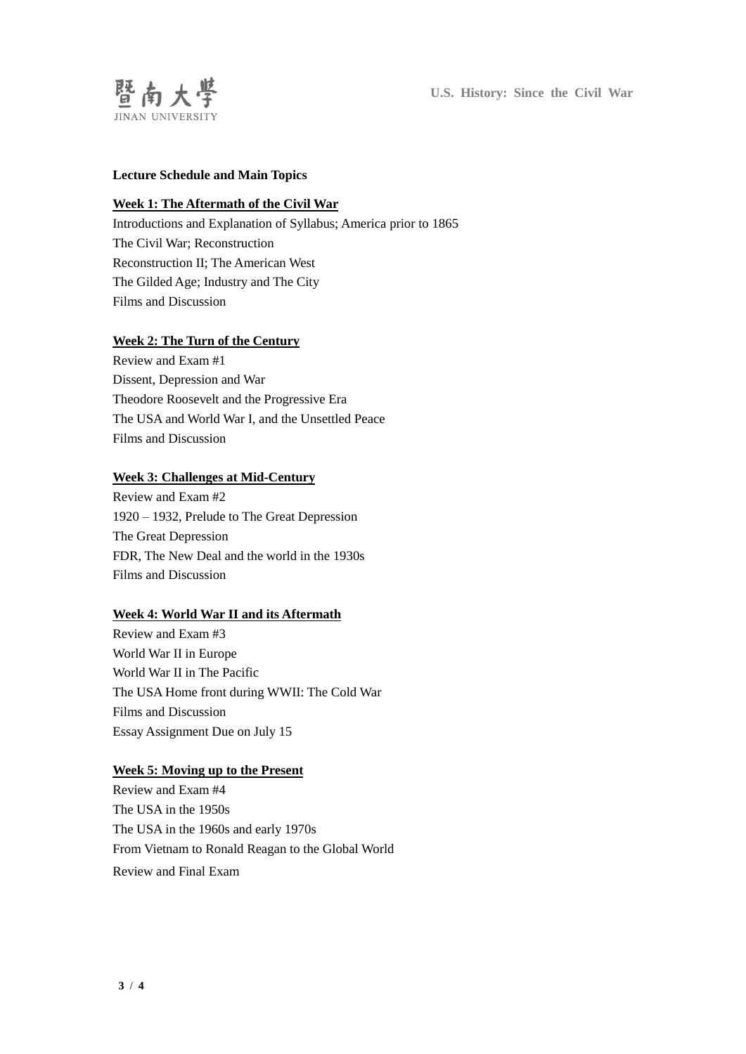**Lecture Schedule and Main Topics**

**Week 1: The Aftermath of the Civil War**

Introductions and Explanation of Syllabus; America prior to 1865
The Civil War; Reconstruction
Reconstruction II; The American West
The Gilded Age; Industry and The City
Films and Discussion

**Week 2: The Turn of the Century**

Review and Exam #1
Dissent, Depression and War
Theodore Roosevelt and the Progressive Era
The USA and World War I, and the Unsettled Peace
Films and Discussion

**Week 3: Challenges at Mid-Century**

Review and Exam #2
1920 – 1932, Prelude to The Great Depression
The Great Depression
FDR, The New Deal and the world in the 1930s
Films and Discussion

**Week 4: World War II and its Aftermath**

Review and Exam #3
World War II in Europe
World War II in The Pacific
The USA Home front during WWII: The Cold War
Films and Discussion
Essay Assignment Due on July 15

**Week 5: Moving up to the Present**

Review and Exam #4
The USA in the 1950s
The USA in the 1960s and early 1970s
From Vietnam to Ronald Reagan to the Global World
Review and Final Exam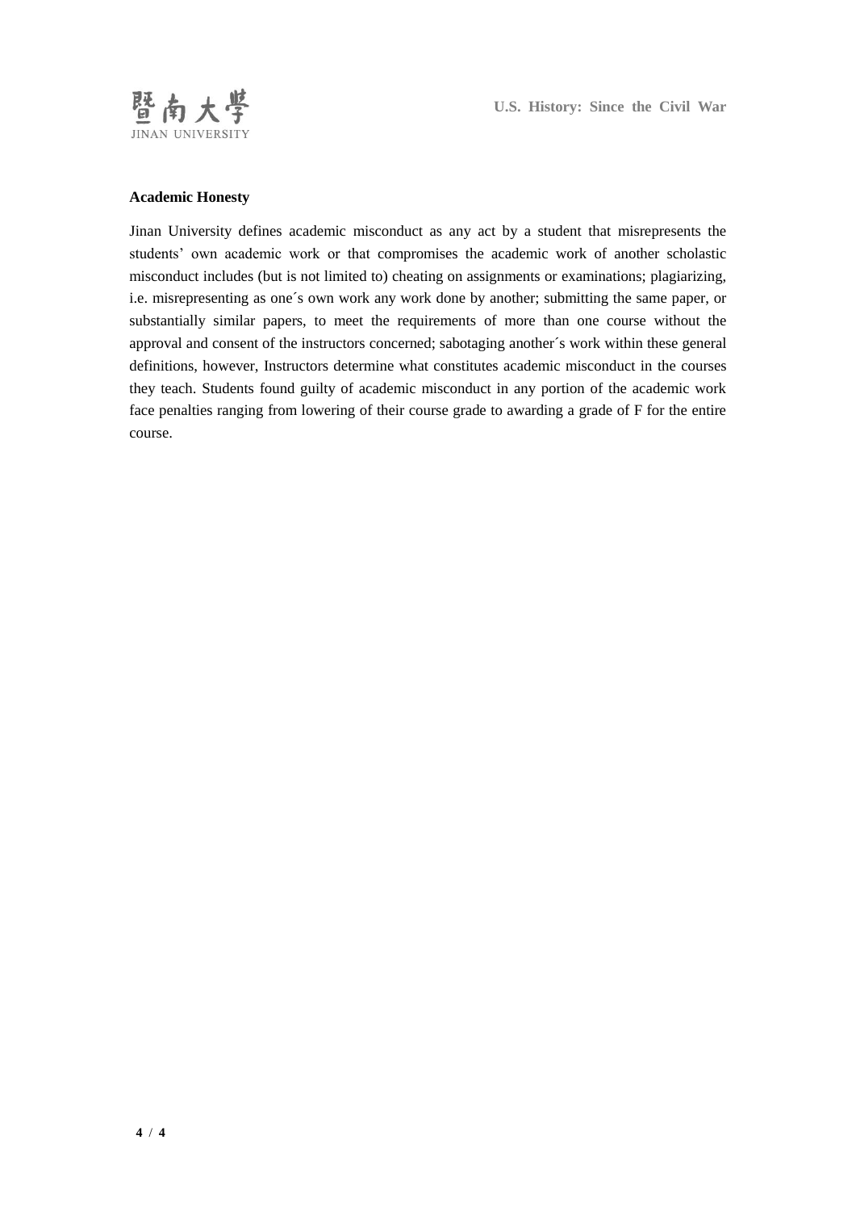**Academic Honesty**

Jinan University defines academic misconduct as any act by a student that misrepresents the students' own academic work or that compromises the academic work of another scholastic misconduct includes (but is not limited to) cheating on assignments or examinations; plagiarizing, i.e. misrepresenting as one´s own work any work done by another; submitting the same paper, or substantially similar papers, to meet the requirements of more than one course without the approval and consent of the instructors concerned; sabotaging another´s work within these general definitions, however, Instructors determine what constitutes academic misconduct in the courses they teach. Students found guilty of academic misconduct in any portion of the academic work face penalties ranging from lowering of their course grade to awarding a grade of F for the entire course.